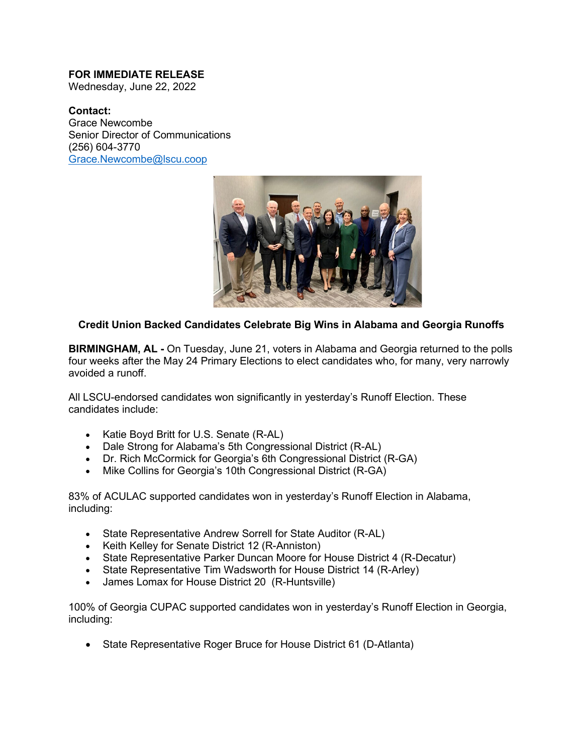**FOR IMMEDIATE RELEASE**
Wednesday, June 22, 2022

**Contact:**
Grace Newcombe
Senior Director of Communications
(256) 604-3770
Grace.Newcombe@lscu.coop

**Credit Union Backed Candidates Celebrate Big Wins in Alabama and Georgia Runoffs**

**BIRMINGHAM, AL -** On Tuesday, June 21, voters in Alabama and Georgia returned to the polls four weeks after the May 24 Primary Elections to elect candidates who, for many, very narrowly avoided a runoff.

All LSCU-endorsed candidates won significantly in yesterday's Runoff Election. These candidates include:

- Katie Boyd Britt for U.S. Senate (R-AL)
- Dale Strong for Alabama's 5th Congressional District (R-AL)
- Dr. Rich McCormick for Georgia's 6th Congressional District (R-GA)
- Mike Collins for Georgia's 10th Congressional District (R-GA)

83% of ACULAC supported candidates won in yesterday's Runoff Election in Alabama, including:

- State Representative Andrew Sorrell for State Auditor (R-AL)
- Keith Kelley for Senate District 12 (R-Anniston)
- State Representative Parker Duncan Moore for House District 4 (R-Decatur)
- State Representative Tim Wadsworth for House District 14 (R-Arley)
- James Lomax for House District 20 (R-Huntsville)

100% of Georgia CUPAC supported candidates won in yesterday's Runoff Election in Georgia, including:

- State Representative Roger Bruce for House District 61 (D-Atlanta)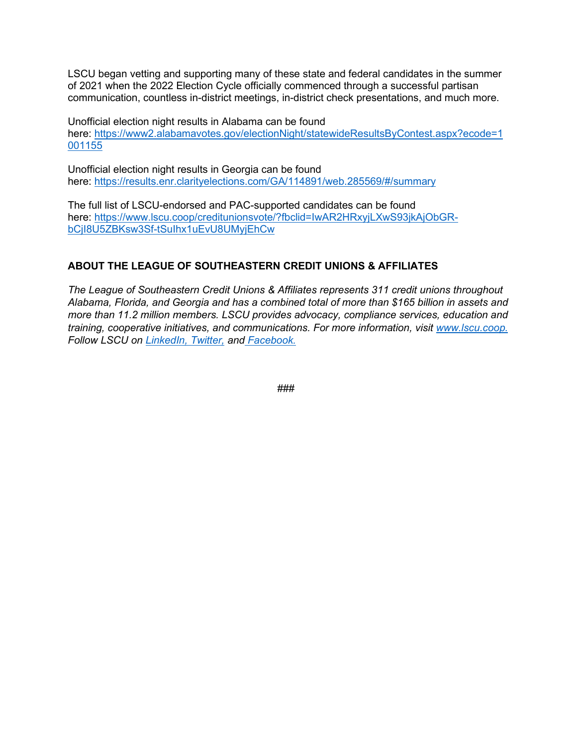LSCU began vetting and supporting many of these state and federal candidates in the summer of 2021 when the 2022 Election Cycle officially commenced through a successful partisan communication, countless in-district meetings, in-district check presentations, and much more.

Unofficial election night results in Alabama can be found here: https://www2.alabamavotes.gov/electionNight/statewideResultsByContest.aspx?ecode=1001155

Unofficial election night results in Georgia can be found here: https://results.enr.clarityelections.com/GA/114891/web.285569/#/summary

The full list of LSCU-endorsed and PAC-supported candidates can be found here: https://www.lscu.coop/creditunionsvote/?fbclid=IwAR2HRxyjLXwS93jkAjObGR-bCjI8U5ZBKsw3Sf-tSuIhx1uEvU8UMyjEhCw

**ABOUT THE LEAGUE OF SOUTHEASTERN CREDIT UNIONS & AFFILIATES**

*The League of Southeastern Credit Unions & Affiliates represents 311 credit unions throughout Alabama, Florida, and Georgia and has a combined total of more than $165 billion in assets and more than 11.2 million members. LSCU provides advocacy, compliance services, education and training, cooperative initiatives, and communications. For more information, visit [www.lscu.coop.](http://www.lscu.coop) Follow LSCU on [LinkedIn,](#) [Twitter,](#) and [Facebook.](#)*

###